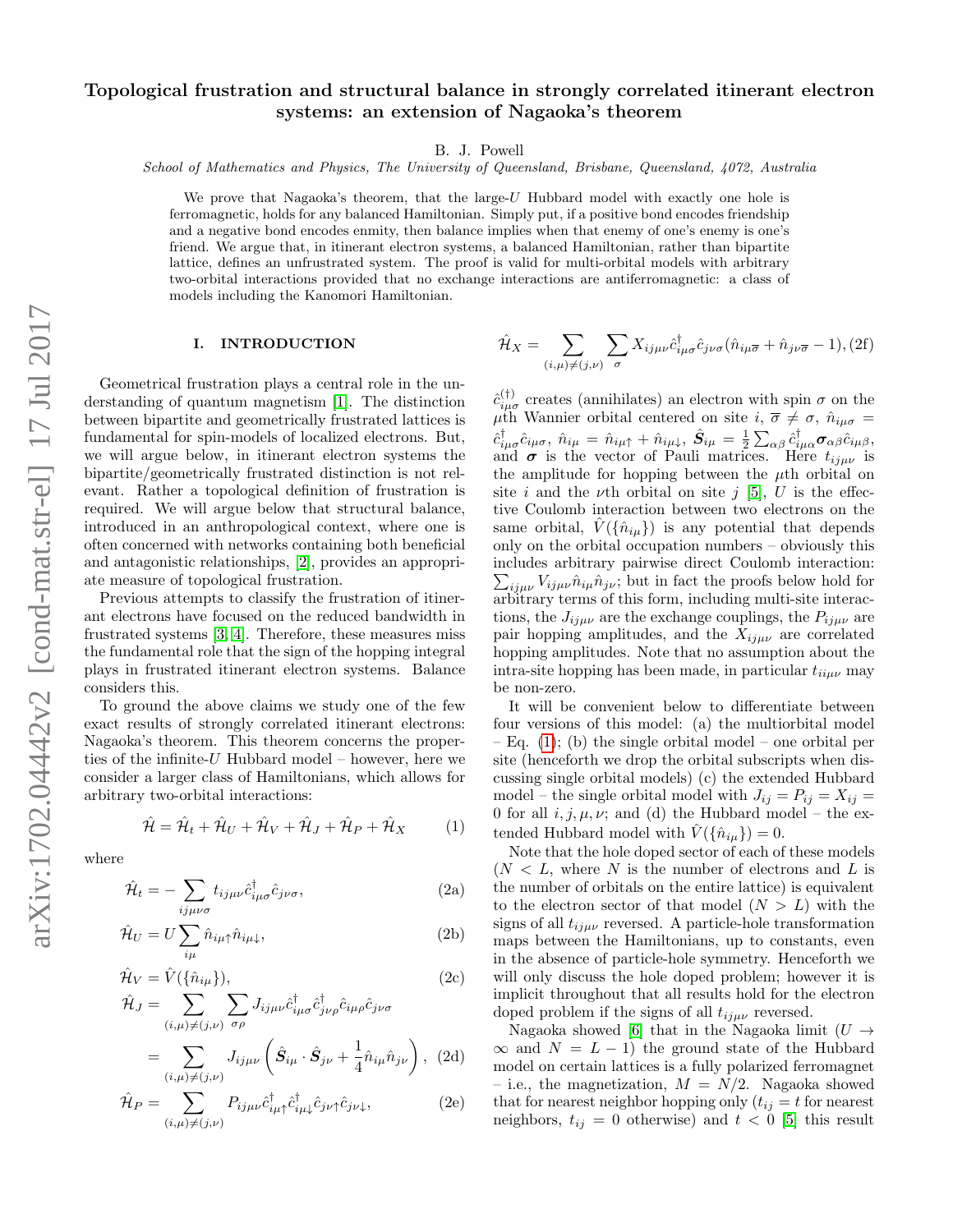# Topological frustration and structural balance in strongly correlated itinerant electron systems: an extension of Nagaoka's theorem

B. J. Powell

*School of Mathematics and Physics, The University of Queensland, Brisbane, Queensland, 4072, Australia*

We prove that Nagaoka's theorem, that the large-$U$ Hubbard model with exactly one hole is ferromagnetic, holds for any balanced Hamiltonian. Simply put, if a positive bond encodes friendship and a negative bond encodes enmity, then balance implies when that enemy of one's enemy is one's friend. We argue that, in itinerant electron systems, a balanced Hamiltonian, rather than bipartite lattice, defines an unfrustrated system. The proof is valid for multi-orbital models with arbitrary two-orbital interactions provided that no exchange interactions are antiferromagnetic: a class of models including the Kanomori Hamiltonian.

## I. INTRODUCTION

Geometrical frustration plays a central role in the understanding of quantum magnetism [1]. The distinction between bipartite and geometrically frustrated lattices is fundamental for spin-models of localized electrons. But, we will argue below, in itinerant electron systems the bipartite/geometrically frustrated distinction is not relevant. Rather a topological definition of frustration is required. We will argue below that structural balance, introduced in an anthropological context, where one is often concerned with networks containing both beneficial and antagonistic relationships, [2], provides an appropriate measure of topological frustration.

Previous attempts to classify the frustration of itinerant electrons have focused on the reduced bandwidth in frustrated systems [3, 4]. Therefore, these measures miss the fundamental role that the sign of the hopping integral plays in frustrated itinerant electron systems. Balance considers this.

To ground the above claims we study one of the few exact results of strongly correlated itinerant electrons: Nagaoka's theorem. This theorem concerns the properties of the infinite-$U$ Hubbard model – however, here we consider a larger class of Hamiltonians, which allows for arbitrary two-orbital interactions:

$$\hat{\mathcal{H}} = \hat{\mathcal{H}}_t + \hat{\mathcal{H}}_U + \hat{\mathcal{H}}_V + \hat{\mathcal{H}}_J + \hat{\mathcal{H}}_P + \hat{\mathcal{H}}_X \tag{1}$$

where

$$\hat{\mathcal{H}}_t = -\sum_{ij\mu\nu\sigma} t_{ij\mu\nu} \hat{c}^\dagger_{i\mu\sigma}\hat{c}_{j\nu\sigma}, \tag{2a}$$

$$\hat{\mathcal{H}}_U = U\sum_{i\mu} \hat{n}_{i\mu\uparrow}\hat{n}_{i\mu\downarrow}, \tag{2b}$$

$$\hat{\mathcal{H}}_V = \hat{V}(\{\hat{n}_{i\mu}\}), \tag{2c}$$

$$\begin{aligned}\hat{\mathcal{H}}_J &= \sum_{(i,\mu)\neq(j,\nu)} \sum_{\sigma\rho} J_{ij\mu\nu} \hat{c}^\dagger_{i\mu\sigma}\hat{c}^\dagger_{j\nu\rho}\hat{c}_{i\mu\rho}\hat{c}_{j\nu\sigma} \\ &= \sum_{(i,\mu)\neq(j,\nu)} J_{ij\mu\nu}\left(\hat{\boldsymbol{S}}_{i\mu}\cdot\hat{\boldsymbol{S}}_{j\nu} + \frac{1}{4}\hat{n}_{i\mu}\hat{n}_{j\nu}\right),\end{aligned} \tag{2d}$$

$$\hat{\mathcal{H}}_P = \sum_{(i,\mu)\neq(j,\nu)} P_{ij\mu\nu} \hat{c}^\dagger_{i\mu\uparrow}\hat{c}^\dagger_{i\mu\downarrow}\hat{c}_{j\nu\uparrow}\hat{c}_{j\nu\downarrow}, \tag{2e}$$

$$\hat{\mathcal{H}}_X = \sum_{(i,\mu)\neq(j,\nu)} \sum_{\sigma} X_{ij\mu\nu} \hat{c}^\dagger_{i\mu\sigma}\hat{c}_{j\nu\sigma}(\hat{n}_{i\mu\overline{\sigma}} + \hat{n}_{j\nu\overline{\sigma}} - 1), \tag{2f}$$

$\hat{c}^{(\dagger)}_{i\mu\sigma}$ creates (annihilates) an electron with spin $\sigma$ on the $\mu$th Wannier orbital centered on site $i$, $\overline{\sigma} \neq \sigma$, $\hat{n}_{i\mu\sigma} = \hat{c}^\dagger_{i\mu\sigma}\hat{c}_{i\mu\sigma}$, $\hat{n}_{i\mu} = \hat{n}_{i\mu\uparrow} + \hat{n}_{i\mu\downarrow}$, $\hat{\boldsymbol{S}}_{i\mu} = \frac{1}{2}\sum_{\alpha\beta}\hat{c}^\dagger_{i\mu\alpha}\boldsymbol{\sigma}_{\alpha\beta}\hat{c}_{i\mu\beta}$, and $\boldsymbol{\sigma}$ is the vector of Pauli matrices. Here $t_{ij\mu\nu}$ is the amplitude for hopping between the $\mu$th orbital on site $i$ and the $\nu$th orbital on site $j$ [5], $U$ is the effective Coulomb interaction between two electrons on the same orbital, $\hat{V}(\{\hat{n}_{i\mu}\})$ is any potential that depends only on the orbital occupation numbers – obviously this includes arbitrary pairwise direct Coulomb interaction: $\sum_{ij\mu\nu} V_{ij\mu\nu}\hat{n}_{i\mu}\hat{n}_{j\nu}$; but in fact the proofs below hold for arbitrary terms of this form, including multi-site interactions, the $J_{ij\mu\nu}$ are the exchange couplings, the $P_{ij\mu\nu}$ are pair hopping amplitudes, and the $X_{ij\mu\nu}$ are correlated hopping amplitudes. Note that no assumption about the intra-site hopping has been made, in particular $t_{ii\mu\nu}$ may be non-zero.

It will be convenient below to differentiate between four versions of this model: (a) the multiorbital model – Eq. (1); (b) the single orbital model – one orbital per site (henceforth we drop the orbital subscripts when discussing single orbital models) (c) the extended Hubbard model – the single orbital model with $J_{ij} = P_{ij} = X_{ij} = 0$ for all $i, j, \mu, \nu$; and (d) the Hubbard model – the extended Hubbard model with $\hat{V}(\{\hat{n}_{i\mu}\}) = 0$.

Note that the hole doped sector of each of these models ($N < L$, where $N$ is the number of electrons and $L$ is the number of orbitals on the entire lattice) is equivalent to the electron sector of that model ($N > L$) with the signs of all $t_{ij\mu\nu}$ reversed. A particle-hole transformation maps between the Hamiltonians, up to constants, even in the absence of particle-hole symmetry. Henceforth we will only discuss the hole doped problem; however it is implicit throughout that all results hold for the electron doped problem if the signs of all $t_{ij\mu\nu}$ reversed.

Nagaoka showed [6] that in the Nagaoka limit ($U \to \infty$ and $N = L - 1$) the ground state of the Hubbard model on certain lattices is a fully polarized ferromagnet – i.e., the magnetization, $M = N/2$. Nagaoka showed that for nearest neighbor hopping only ($t_{ij} = t$ for nearest neighbors, $t_{ij} = 0$ otherwise) and $t < 0$ [5] this result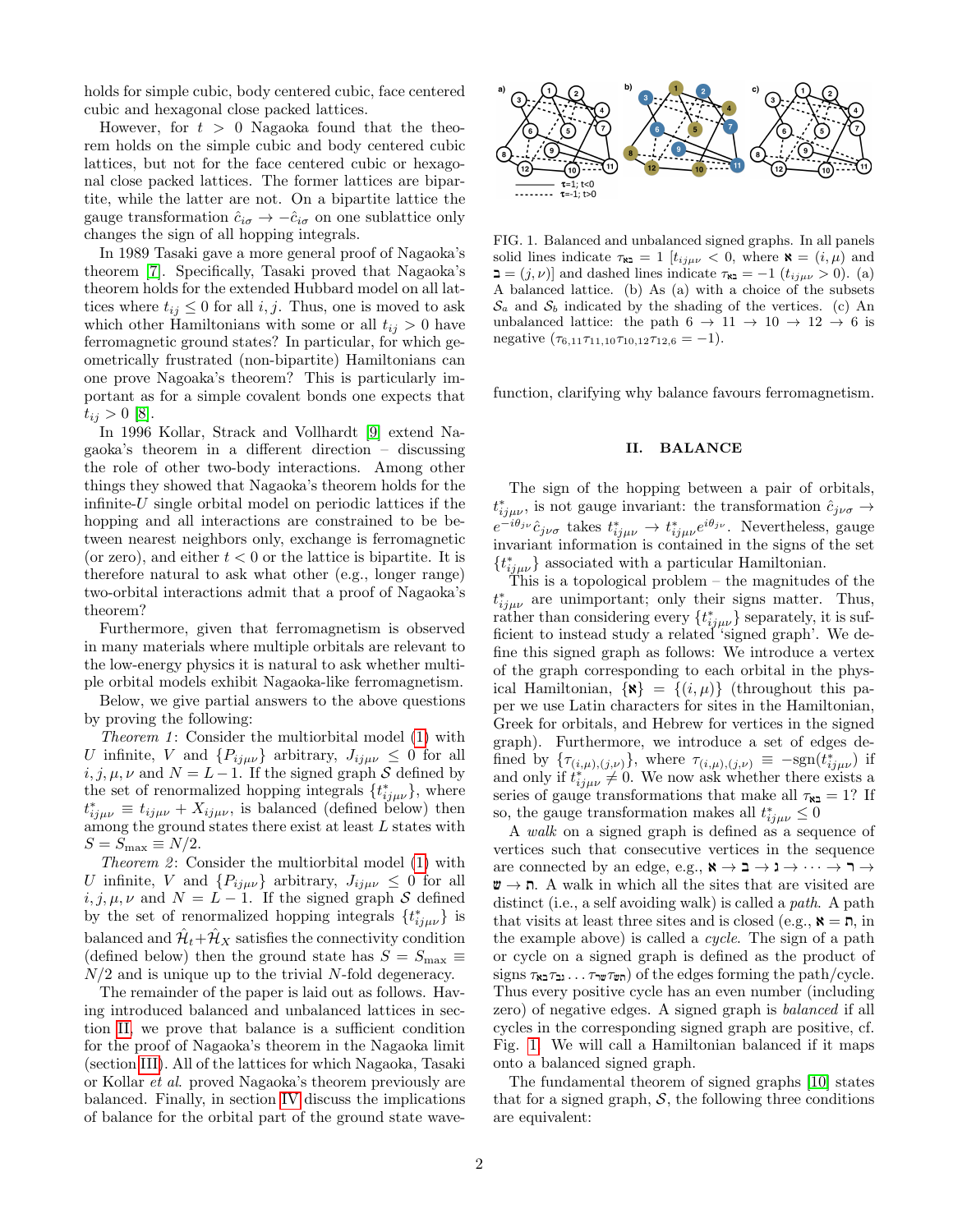holds for simple cubic, body centered cubic, face centered cubic and hexagonal close packed lattices.

However, for $t > 0$ Nagaoka found that the theorem holds on the simple cubic and body centered cubic lattices, but not for the face centered cubic or hexagonal close packed lattices. The former lattices are bipartite, while the latter are not. On a bipartite lattice the gauge transformation $\hat{c}_{i\sigma} \to -\hat{c}_{i\sigma}$ on one sublattice only changes the sign of all hopping integrals.

In 1989 Tasaki gave a more general proof of Nagaoka's theorem [7]. Specifically, Tasaki proved that Nagaoka's theorem holds for the extended Hubbard model on all lattices where $t_{ij} \leq 0$ for all $i, j$. Thus, one is moved to ask which other Hamiltonians with some or all $t_{ij} > 0$ have ferromagnetic ground states? In particular, for which geometrically frustrated (non-bipartite) Hamiltonians can one prove Nagoaka's theorem? This is particularly important as for a simple covalent bonds one expects that $t_{ij} > 0$ [8].

In 1996 Kollar, Strack and Vollhardt [9] extend Nagaoka's theorem in a different direction – discussing the role of other two-body interactions. Among other things they showed that Nagaoka's theorem holds for the infinite-$U$ single orbital model on periodic lattices if the hopping and all interactions are constrained to be between nearest neighbors only, exchange is ferromagnetic (or zero), and either $t < 0$ or the lattice is bipartite. It is therefore natural to ask what other (e.g., longer range) two-orbital interactions admit that a proof of Nagaoka's theorem?

Furthermore, given that ferromagnetism is observed in many materials where multiple orbitals are relevant to the low-energy physics it is natural to ask whether multiple orbital models exhibit Nagaoka-like ferromagnetism.

Below, we give partial answers to the above questions by proving the following:

*Theorem 1*: Consider the multiorbital model (1) with $U$ infinite, $V$ and $\{P_{ij\mu\nu}\}$ arbitrary, $J_{ij\mu\nu} \leq 0$ for all $i, j, \mu, \nu$ and $N = L - 1$. If the signed graph $\mathcal{S}$ defined by the set of renormalized hopping integrals $\{t^*_{ij\mu\nu}\}$, where $t^*_{ij\mu\nu} \equiv t_{ij\mu\nu} + X_{ij\mu\nu}$, is balanced (defined below) then among the ground states there exist at least $L$ states with $S = S_{\max} \equiv N/2$.

*Theorem 2*: Consider the multiorbital model (1) with $U$ infinite, $V$ and $\{P_{ij\mu\nu}\}$ arbitrary, $J_{ij\mu\nu} \leq 0$ for all $i, j, \mu, \nu$ and $N = L - 1$. If the signed graph $\mathcal{S}$ defined by the set of renormalized hopping integrals $\{t^*_{ij\mu\nu}\}$ is balanced and $\hat{\mathcal{H}}_t + \hat{\mathcal{H}}_X$ satisfies the connectivity condition (defined below) then the ground state has $S = S_{\max} \equiv N/2$ and is unique up to the trivial $N$-fold degeneracy.

The remainder of the paper is laid out as follows. Having introduced balanced and unbalanced lattices in section II, we prove that balance is a sufficient condition for the proof of Nagaoka's theorem in the Nagaoka limit (section III). All of the lattices for which Nagaoka, Tasaki or Kollar *et al.* proved Nagaoka's theorem previously are balanced. Finally, in section IV discuss the implications of balance for the orbital part of the ground state wavefunction, clarifying why balance favours ferromagnetism.

a) b) c)

τ=1; t<0

τ=-1; t>0

FIG. 1. Balanced and unbalanced signed graphs. In all panels solid lines indicate $\tau_{אב} = 1$ [$t_{ij\mu\nu} < 0$, where $א = (i, \mu)$ and $ב = (j, \nu)$] and dashed lines indicate $\tau_{אב} = -1$ ($t_{ij\mu\nu} > 0$). (a) A balanced lattice. (b) As (a) with a choice of the subsets $\mathcal{S}_a$ and $\mathcal{S}_b$ indicated by the shading of the vertices. (c) An unbalanced lattice: the path $6 \to 11 \to 10 \to 12 \to 6$ is negative ($\tau_{6,11}\tau_{11,10}\tau_{10,12}\tau_{12,6} = -1$).

## II. BALANCE

The sign of the hopping between a pair of orbitals, $t^*_{ij\mu\nu}$, is not gauge invariant: the transformation $\hat{c}_{j\nu\sigma} \to e^{-i\theta_{j\nu}}\hat{c}_{j\nu\sigma}$ takes $t^*_{ij\mu\nu} \to t^*_{ij\mu\nu}e^{i\theta_{j\nu}}$. Nevertheless, gauge invariant information is contained in the signs of the set $\{t^*_{ij\mu\nu}\}$ associated with a particular Hamiltonian.

This is a topological problem – the magnitudes of the $t^*_{ij\mu\nu}$ are unimportant; only their signs matter. Thus, rather than considering every $\{t^*_{ij\mu\nu}\}$ separately, it is sufficient to instead study a related 'signed graph'. We define this signed graph as follows: We introduce a vertex of the graph corresponding to each orbital in the physical Hamiltonian, $\{א\} = \{(i, \mu)\}$ (throughout this paper we use Latin characters for sites in the Hamiltonian, Greek for orbitals, and Hebrew for vertices in the signed graph). Furthermore, we introduce a set of edges defined by $\{\tau_{(i,\mu),(j,\nu)}\}$, where $\tau_{(i,\mu),(j,\nu)} \equiv -\mathrm{sgn}(t^*_{ij\mu\nu})$ if and only if $t^*_{ij\mu\nu} \neq 0$. We now ask whether there exists a series of gauge transformations that make all $\tau_{אב} = 1$? If so, the gauge transformation makes all $t^*_{ij\mu\nu} \leq 0$

A *walk* on a signed graph is defined as a sequence of vertices such that consecutive vertices in the sequence are connected by an edge, e.g., $א \to ב \to ג \to \cdots \to ר \to ש \to ת$. A walk in which all the sites that are visited are distinct (i.e., a self avoiding walk) is called a *path*. A path that visits at least three sites and is closed (e.g., $א = ת$, in the example above) is called a *cycle*. The sign of a path or cycle on a signed graph is defined as the product of signs $\tau_{אב}\tau_{בג}\ldots\tau_{רש}\tau_{שת}$ of the edges forming the path/cycle. Thus every positive cycle has an even number (including zero) of negative edges. A signed graph is *balanced* if all cycles in the corresponding signed graph are positive, cf. Fig. 1. We will call a Hamiltonian balanced if it maps onto a balanced signed graph.

The fundamental theorem of signed graphs [10] states that for a signed graph, $\mathcal{S}$, the following three conditions are equivalent: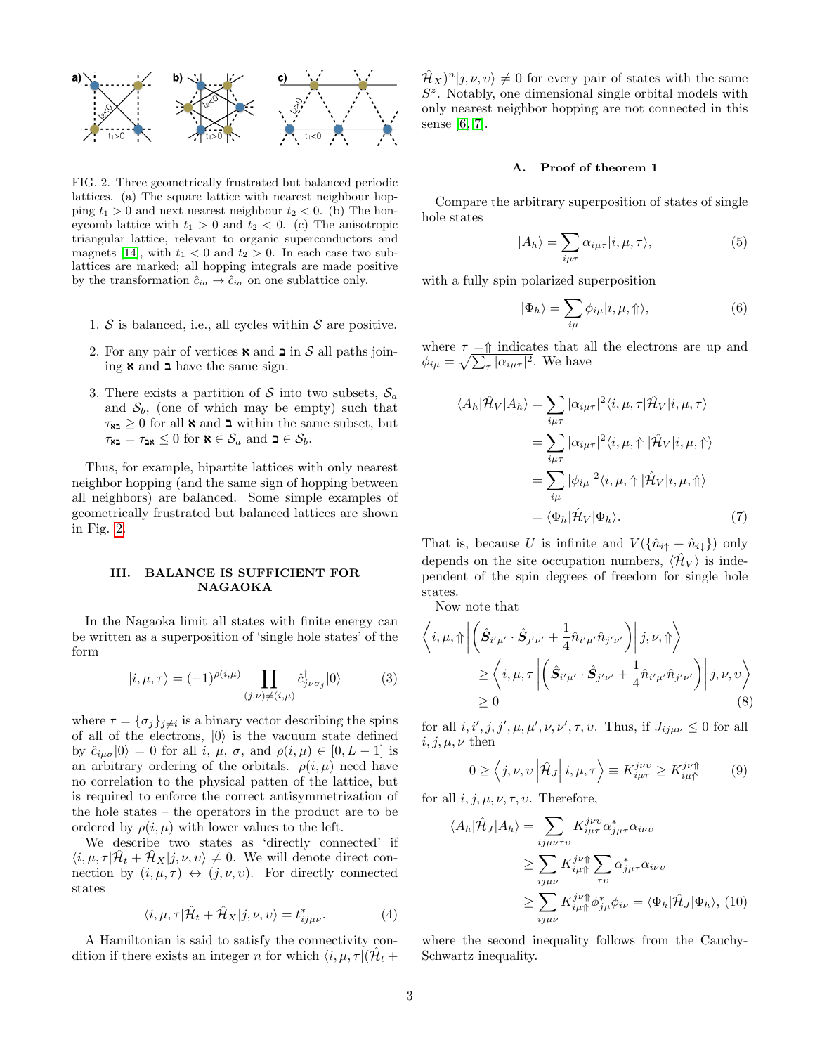FIG. 2. Three geometrically frustrated but balanced periodic lattices. (a) The square lattice with nearest neighbour hopping $t_1 > 0$ and next nearest neighbour $t_2 < 0$. (b) The honeycomb lattice with $t_1 > 0$ and $t_2 < 0$. (c) The anisotropic triangular lattice, relevant to organic superconductors and magnets [14], with $t_1 < 0$ and $t_2 > 0$. In each case two sublattices are marked; all hopping integrals are made positive by the transformation $\hat{c}_{i\sigma} \to \hat{c}_{i\sigma}$ on one sublattice only.

1. $\mathcal{S}$ is balanced, i.e., all cycles within $\mathcal{S}$ are positive.
2. For any pair of vertices $\aleph$ and $\beth$ in $\mathcal{S}$ all paths joining $\aleph$ and $\beth$ have the same sign.
3. There exists a partition of $\mathcal{S}$ into two subsets, $\mathcal{S}_a$ and $\mathcal{S}_b$, (one of which may be empty) such that $\tau_{\aleph\beth} \geq 0$ for all $\aleph$ and $\beth$ within the same subset, but $\tau_{\aleph\beth} = \tau_{\beth\aleph} \leq 0$ for $\aleph \in \mathcal{S}_a$ and $\beth \in \mathcal{S}_b$.

Thus, for example, bipartite lattices with only nearest neighbor hopping (and the same sign of hopping between all neighbors) are balanced. Some simple examples of geometrically frustrated but balanced lattices are shown in Fig. 2.

## III. BALANCE IS SUFFICIENT FOR NAGAOKA

In the Nagaoka limit all states with finite energy can be written as a superposition of 'single hole states' of the form

$$|i, \mu, \tau\rangle = (-1)^{\rho(i,\mu)} \prod_{(j,\nu)\neq(i,\mu)} \hat{c}^{\dagger}_{j\nu\sigma_j}|0\rangle \tag{3}$$

where $\tau = \{\sigma_j\}_{j\neq i}$ is a binary vector describing the spins of all of the electrons, $|0\rangle$ is the vacuum state defined by $\hat{c}_{i\mu\sigma}|0\rangle = 0$ for all $i$, $\mu$, $\sigma$, and $\rho(i,\mu) \in [0, L-1]$ is an arbitrary ordering of the orbitals. $\rho(i,\mu)$ need have no correlation to the physical patten of the lattice, but is required to enforce the correct antisymmetrization of the hole states – the operators in the product are to be ordered by $\rho(i,\mu)$ with lower values to the left.

We describe two states as 'directly connected' if $\langle i, \mu, \tau|\hat{\mathcal{H}}_t + \hat{\mathcal{H}}_X|j, \nu, \upsilon\rangle \neq 0$. We will denote direct connection by $(i,\mu,\tau) \leftrightarrow (j,\nu,\upsilon)$. For directly connected states

$$\langle i, \mu, \tau|\hat{\mathcal{H}}_t + \hat{\mathcal{H}}_X|j, \nu, \upsilon\rangle = t^*_{ij\mu\nu}. \tag{4}$$

A Hamiltonian is said to satisfy the connectivity condition if there exists an integer $n$ for which $\langle i, \mu, \tau|(\hat{\mathcal{H}}_t + \hat{\mathcal{H}}_X)^n|j, \nu, \upsilon\rangle \neq 0$ for every pair of states with the same $S^z$. Notably, one dimensional single orbital models with only nearest neighbor hopping are not connected in this sense [6, 7].

### A. Proof of theorem 1

Compare the arbitrary superposition of states of single hole states

$$|A_h\rangle = \sum_{i\mu\tau} \alpha_{i\mu\tau}|i, \mu, \tau\rangle, \tag{5}$$

with a fully spin polarized superposition

$$|\Phi_h\rangle = \sum_{i\mu} \phi_{i\mu}|i, \mu, \Uparrow\rangle, \tag{6}$$

where $\tau = \Uparrow$ indicates that all the electrons are up and $\phi_{i\mu} = \sqrt{\sum_\tau |\alpha_{i\mu\tau}|^2}$. We have

$$\begin{aligned}
\langle A_h|\hat{\mathcal{H}}_V|A_h\rangle &= \sum_{i\mu\tau} |\alpha_{i\mu\tau}|^2 \langle i, \mu, \tau|\hat{\mathcal{H}}_V|i, \mu, \tau\rangle \\
&= \sum_{i\mu\tau} |\alpha_{i\mu\tau}|^2 \langle i, \mu, \Uparrow|\hat{\mathcal{H}}_V|i, \mu, \Uparrow\rangle \\
&= \sum_{i\mu} |\phi_{i\mu}|^2 \langle i, \mu, \Uparrow|\hat{\mathcal{H}}_V|i, \mu, \Uparrow\rangle \\
&= \langle \Phi_h|\hat{\mathcal{H}}_V|\Phi_h\rangle. 
\end{aligned} \tag{7}$$

That is, because $U$ is infinite and $V(\{\hat{n}_{i\uparrow} + \hat{n}_{i\downarrow}\})$ only depends on the site occupation numbers, $\langle \hat{\mathcal{H}}_V\rangle$ is independent of the spin degrees of freedom for single hole states.

Now note that

$$\begin{aligned}
\left\langle i, \mu, \Uparrow \left| \left( \hat{\boldsymbol{S}}_{i'\mu'} \cdot \hat{\boldsymbol{S}}_{j'\nu'} + \frac{1}{4}\hat{n}_{i'\mu'}\hat{n}_{j'\nu'} \right) \right| j, \nu, \Uparrow \right\rangle \\
\geq \left\langle i, \mu, \tau \left| \left( \hat{\boldsymbol{S}}_{i'\mu'} \cdot \hat{\boldsymbol{S}}_{j'\nu'} + \frac{1}{4}\hat{n}_{i'\mu'}\hat{n}_{j'\nu'} \right) \right| j, \nu, \upsilon \right\rangle \\
\geq 0
\end{aligned} \tag{8}$$

for all $i, i', j, j', \mu, \mu', \nu, \nu', \tau, \upsilon$. Thus, if $J_{ij\mu\nu} \leq 0$ for all $i, j, \mu, \nu$ then

$$0 \geq \left\langle j, \nu, \upsilon \left| \hat{\mathcal{H}}_J \right| i, \mu, \tau \right\rangle \equiv K^{j\nu\upsilon}_{i\mu\tau} \geq K^{j\nu\Uparrow}_{i\mu\Uparrow} \tag{9}$$

for all $i, j, \mu, \nu, \tau, \upsilon$. Therefore,

$$\begin{aligned}
\langle A_h|\hat{\mathcal{H}}_J|A_h\rangle &= \sum_{ij\mu\nu\tau\upsilon} K^{j\nu\upsilon}_{i\mu\tau} \alpha^*_{j\mu\tau}\alpha_{i\nu\upsilon} \\
&\geq \sum_{ij\mu\nu} K^{j\nu\Uparrow}_{i\mu\Uparrow} \sum_{\tau\upsilon} \alpha^*_{j\mu\tau}\alpha_{i\nu\upsilon} \\
&\geq \sum_{ij\mu\nu} K^{j\nu\Uparrow}_{i\mu\Uparrow} \phi^*_{j\mu}\phi_{i\nu} = \langle \Phi_h|\hat{\mathcal{H}}_J|\Phi_h\rangle,
\end{aligned} \tag{10}$$

where the second inequality follows from the Cauchy-Schwartz inequality.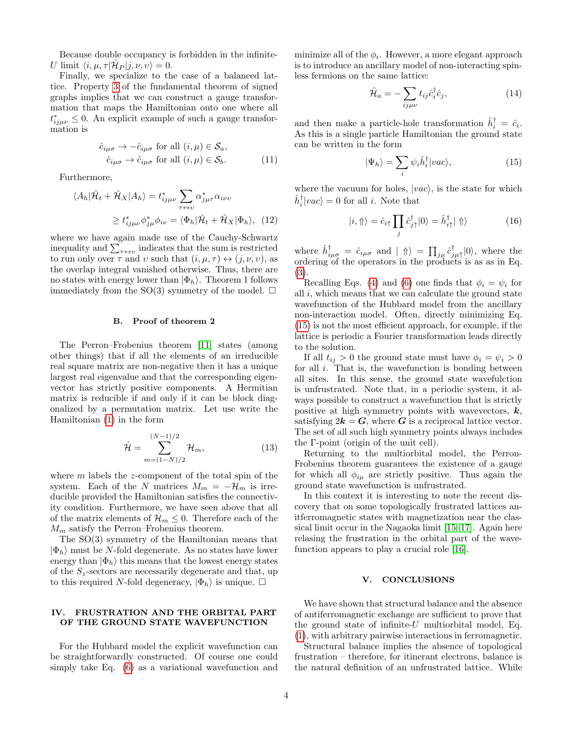Because double occupancy is forbidden in the infinite-$U$ limit $\langle i,\mu,\tau|\hat{\mathcal{H}}_P|j,\nu,\upsilon\rangle = 0$.

Finally, we specialize to the case of a balanced lattice. Property 3 of the fundamental theorem of signed graphs implies that we can construct a gauge transformation that maps the Hamiltonian onto one where all $t^*_{ij\mu\nu} \leq 0$. An explicit example of such a gauge transformation is

$$\begin{aligned} \hat{c}_{i\mu\sigma} &\rightarrow -\hat{c}_{i\mu\sigma} \text{ for all } (i,\mu) \in \mathcal{S}_a, \\ \hat{c}_{i\mu\sigma} &\rightarrow \hat{c}_{i\mu\sigma} \text{ for all } (i,\mu) \in \mathcal{S}_b. \end{aligned} \tag{11}$$

Furthermore,

$$\begin{aligned} \langle A_h|\hat{\mathcal{H}}_t + \hat{\mathcal{H}}_X|A_h\rangle &= t^*_{ij\mu\nu} \sum_{\tau\leftrightarrow\upsilon} \alpha^*_{j\mu\tau}\alpha_{i\nu\upsilon} \\ &\geq t^*_{ij\mu\nu}\phi^*_{j\mu}\phi_{i\nu} = \langle \Phi_h|\hat{\mathcal{H}}_t + \hat{\mathcal{H}}_X|\Phi_h\rangle, \end{aligned} \tag{12}$$

where we have again made use of the Cauchy-Schwartz inequality and $\sum_{\tau\leftrightarrow\upsilon}$ indicates that the sum is restricted to run only over $\tau$ and $\upsilon$ such that $(i,\mu,\tau) \leftrightarrow (j,\nu,\upsilon)$, as the overlap integral vanished otherwise. Thus, there are no states with energy lower than $|\Phi_h\rangle$. Theorem 1 follows immediately from the SO(3) symmetry of the model. □

### B. Proof of theorem 2

The Perron–Frobenius theorem [11] states (among other things) that if all the elements of an irreducible real square matrix are non-negative then it has a unique largest real eigenvalue and that the corresponding eigenvector has strictly positive components. A Hermitian matrix is reducible if and only if it can be block diagonalized by a permutation matrix. Let use write the Hamiltonian (1) in the form

$$\hat{\mathcal{H}} = \sum_{m=(1-N)/2}^{(N-1)/2} \mathcal{H}_m, \tag{13}$$

where $m$ labels the $z$-component of the total spin of the system. Each of the $N$ matrices $M_m = -\mathcal{H}_m$ is irreducible provided the Hamiltonian satisfies the connectivity condition. Furthermore, we have seen above that all of the matrix elements of $\mathcal{H}_m \leq 0$. Therefore each of the $M_m$ satisfy the Perron–Frobenius theorem.

The SO(3) symmetry of the Hamiltonian means that $|\Phi_h\rangle$ must be $N$-fold degenerate. As no states have lower energy than $|\Phi_h\rangle$ this means that the lowest energy states of the $S_z$-sectors are necessarily degenerate and that, up to this required $N$-fold degeneracy, $|\Phi_h\rangle$ is unique. □

## IV. FRUSTRATION AND THE ORBITAL PART OF THE GROUND STATE WAVEFUNCTION

For the Hubbard model the explicit wavefunction can be straightforwardly constructed. Of course one could simply take Eq. (6) as a variational wavefunction and minimize all of the $\phi_i$. However, a more elegant approach is to introduce an ancillary model of non-interacting spinless fermions on the same lattice:

$$\hat{\mathcal{H}}_a = -\sum_{ij\mu\nu} t_{ij}\hat{c}^\dagger_i\hat{c}_j, \tag{14}$$

and then make a particle-hole transformation $\hat{h}^\dagger_i = \hat{c}_i$. As this is a single particle Hamiltonian the ground state can be written in the form

$$|\Psi_h\rangle = \sum_i \psi_i \hat{h}^\dagger_i|vac\rangle, \tag{15}$$

where the vacuum for holes, $|vac\rangle$, is the state for which $\hat{h}^\dagger_i|vac\rangle = 0$ for all $i$. Note that

$$|i,\Uparrow\rangle = \hat{c}_{i\uparrow}\prod_j \hat{c}^\dagger_{j\uparrow}|0\rangle = \hat{h}^\dagger_{i\uparrow}|\Uparrow\rangle \tag{16}$$

where $\hat{h}^\dagger_{i\mu\sigma} = \hat{c}_{i\mu\sigma}$ and $|\Uparrow\rangle = \prod_{j\mu}\hat{c}^\dagger_{j\mu\uparrow}|0\rangle$, where the ordering of the operators in the products is as as in Eq. (3).

Recalling Eqs. (4) and (6) one finds that $\phi_i = \psi_i$ for all $i$, which means that we can calculate the ground state wavefunction of the Hubbard model from the ancillary non-interaction model. Often, directly minimizing Eq. (15) is not the most efficient approach, for example, if the lattice is periodic a Fourier transformation leads directly to the solution.

If all $t_{ij} > 0$ the ground state must have $\phi_i = \psi_i > 0$ for all $i$. That is, the wavefunction is bonding between all sites. In this sense, the ground state wavefulction is unfrustrated. Note that, in a periodic system, it always possible to construct a wavefunction that is strictly positive at high symmetry points with wavevectors, $\boldsymbol{k}$, satisfying $2\boldsymbol{k} = \boldsymbol{G}$, where $\boldsymbol{G}$ is a reciprocal lattice vector. The set of all such high symmetry points always includes the Γ-point (origin of the unit cell).

Returning to the multiorbital model, the Perron-Frobenius theorem guarantees the existence of a gauge for which all $\phi_{i\mu}$ are strictly positive. Thus again the ground state wavefunction is unfrustrated.

In this context it is interesting to note the recent discovery that on some topologically frustrated lattices anitferromagnetic states with magnetization near the classical limit occur in the Nagaoka limit [15–17]. Again here relasing the frustration in the orbital part of the wavefunction appears to play a crucial role [16].

## V. CONCLUSIONS

We have shown that structural balance and the absence of antiferromagnetic exchange are sufficient to prove that the ground state of infinite-$U$ multiorbital model, Eq. (1), with arbitrary pairwise interactions in ferromagnetic.

Structural balance implies the absence of topological frustration – therefore, for itinerant electrons, balance is the natural definition of an unfrustrated lattice. While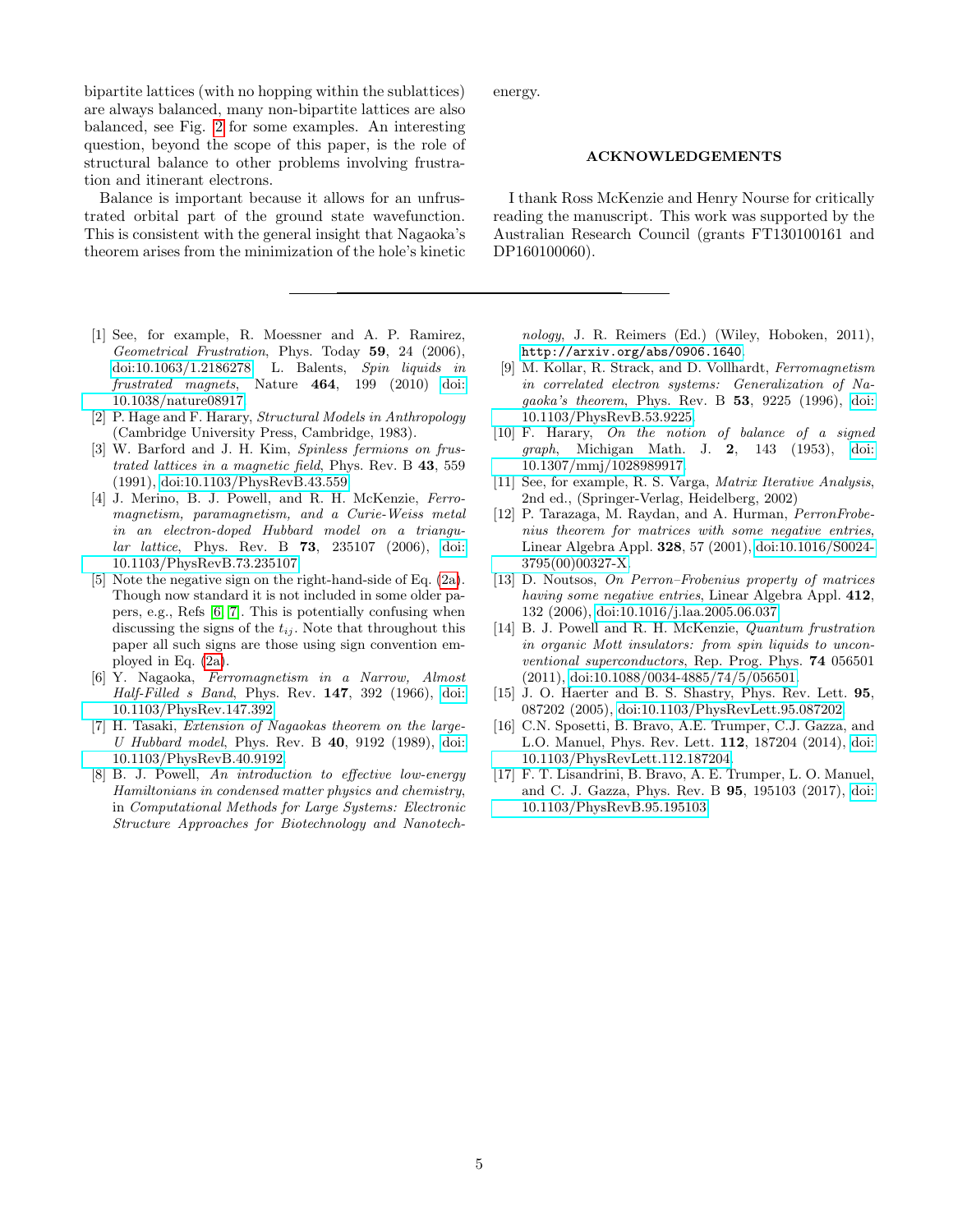bipartite lattices (with no hopping within the sublattices) are always balanced, many non-bipartite lattices are also balanced, see Fig. 2 for some examples. An interesting question, beyond the scope of this paper, is the role of structural balance to other problems involving frustration and itinerant electrons.

Balance is important because it allows for an unfrustrated orbital part of the ground state wavefunction. This is consistent with the general insight that Nagaoka's theorem arises from the minimization of the hole's kinetic energy.

## ACKNOWLEDGEMENTS

I thank Ross McKenzie and Henry Nourse for critically reading the manuscript. This work was supported by the Australian Research Council (grants FT130100161 and DP160100060).

---

[1] See, for example, R. Moessner and A. P. Ramirez, *Geometrical Frustration*, Phys. Today **59**, 24 (2006), doi:10.1063/1.2186278; L. Balents, *Spin liquids in frustrated magnets*, Nature **464**, 199 (2010) doi:10.1038/nature08917.

[2] P. Hage and F. Harary, *Structural Models in Anthropology* (Cambridge University Press, Cambridge, 1983).

[3] W. Barford and J. H. Kim, *Spinless fermions on frustrated lattices in a magnetic field*, Phys. Rev. B **43**, 559 (1991), doi:10.1103/PhysRevB.43.559.

[4] J. Merino, B. J. Powell, and R. H. McKenzie, *Ferromagnetism, paramagnetism, and a Curie-Weiss metal in an electron-doped Hubbard model on a triangular lattice*, Phys. Rev. B **73**, 235107 (2006), doi:10.1103/PhysRevB.73.235107.

[5] Note the negative sign on the right-hand-side of Eq. (2a). Though now standard it is not included in some older papers, e.g., Refs [6, 7]. This is potentially confusing when discussing the signs of the $t_{ij}$. Note that throughout this paper all such signs are those using sign convention employed in Eq. (2a).

[6] Y. Nagaoka, *Ferromagnetism in a Narrow, Almost Half-Filled s Band*, Phys. Rev. **147**, 392 (1966), doi:10.1103/PhysRev.147.392.

[7] H. Tasaki, *Extension of Nagaokas theorem on the large-U Hubbard model*, Phys. Rev. B **40**, 9192 (1989), doi:10.1103/PhysRevB.40.9192.

[8] B. J. Powell, *An introduction to effective low-energy Hamiltonians in condensed matter physics and chemistry*, in *Computational Methods for Large Systems: Electronic Structure Approaches for Biotechnology and Nanotechnology*, J. R. Reimers (Ed.) (Wiley, Hoboken, 2011), `http://arxiv.org/abs/0906.1640`.

[9] M. Kollar, R. Strack, and D. Vollhardt, *Ferromagnetism in correlated electron systems: Generalization of Nagaoka's theorem*, Phys. Rev. B **53**, 9225 (1996), doi:10.1103/PhysRevB.53.9225.

[10] F. Harary, *On the notion of balance of a signed graph*, Michigan Math. J. **2**, 143 (1953), doi:10.1307/mmj/1028989917.

[11] See, for example, R. S. Varga, *Matrix Iterative Analysis*, 2nd ed., (Springer-Verlag, Heidelberg, 2002)

[12] P. Tarazaga, M. Raydan, and A. Hurman, *PerronFrobenius theorem for matrices with some negative entries*, Linear Algebra Appl. **328**, 57 (2001), doi:10.1016/S0024-3795(00)00327-X.

[13] D. Noutsos, *On Perron–Frobenius property of matrices having some negative entries*, Linear Algebra Appl. **412**, 132 (2006), doi:10.1016/j.laa.2005.06.037.

[14] B. J. Powell and R. H. McKenzie, *Quantum frustration in organic Mott insulators: from spin liquids to unconventional superconductors*, Rep. Prog. Phys. **74** 056501 (2011), doi:10.1088/0034-4885/74/5/056501.

[15] J. O. Haerter and B. S. Shastry, Phys. Rev. Lett. **95**, 087202 (2005), doi:10.1103/PhysRevLett.95.087202.

[16] C.N. Sposetti, B. Bravo, A.E. Trumper, C.J. Gazza, and L.O. Manuel, Phys. Rev. Lett. **112**, 187204 (2014), doi:10.1103/PhysRevLett.112.187204.

[17] F. T. Lisandrini, B. Bravo, A. E. Trumper, L. O. Manuel, and C. J. Gazza, Phys. Rev. B **95**, 195103 (2017), doi:10.1103/PhysRevB.95.195103.